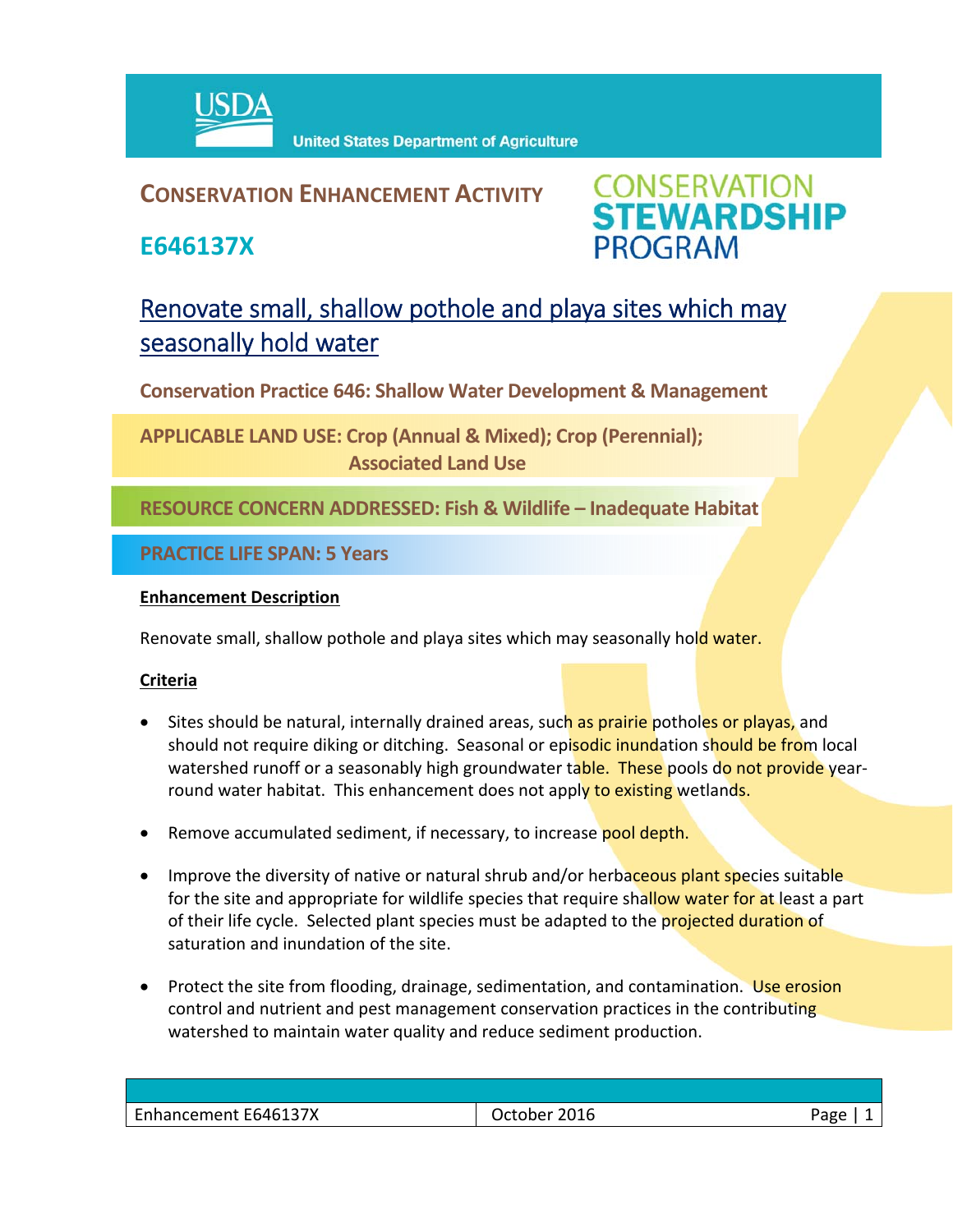USDA United States Department of Agriculture

# CONSERVATION ENHANCEMENT ACTIVITY

## E646137X

CONSERVATION STEWARDSHIP PROGRAM

# Renovate small, shallow pothole and playa sites which may seasonally hold water

**Conservation Practice 646: Shallow Water Development & Management**

**APPLICABLE LAND USE: Crop (Annual & Mixed); Crop (Perennial); Associated Land Use**

**RESOURCE CONCERN ADDRESSED: Fish & Wildlife – Inadequate Habitat**

**PRACTICE LIFE SPAN: 5 Years**

**Enhancement Description**

Renovate small, shallow pothole and playa sites which may seasonally hold water.

**Criteria**

- Sites should be natural, internally drained areas, such as prairie potholes or playas, and should not require diking or ditching. Seasonal or episodic inundation should be from local watershed runoff or a seasonably high groundwater table. These pools do not provide year-round water habitat. This enhancement does not apply to existing wetlands.
- Remove accumulated sediment, if necessary, to increase pool depth.
- Improve the diversity of native or natural shrub and/or herbaceous plant species suitable for the site and appropriate for wildlife species that require shallow water for at least a part of their life cycle. Selected plant species must be adapted to the projected duration of saturation and inundation of the site.
- Protect the site from flooding, drainage, sedimentation, and contamination. Use erosion control and nutrient and pest management conservation practices in the contributing watershed to maintain water quality and reduce sediment production.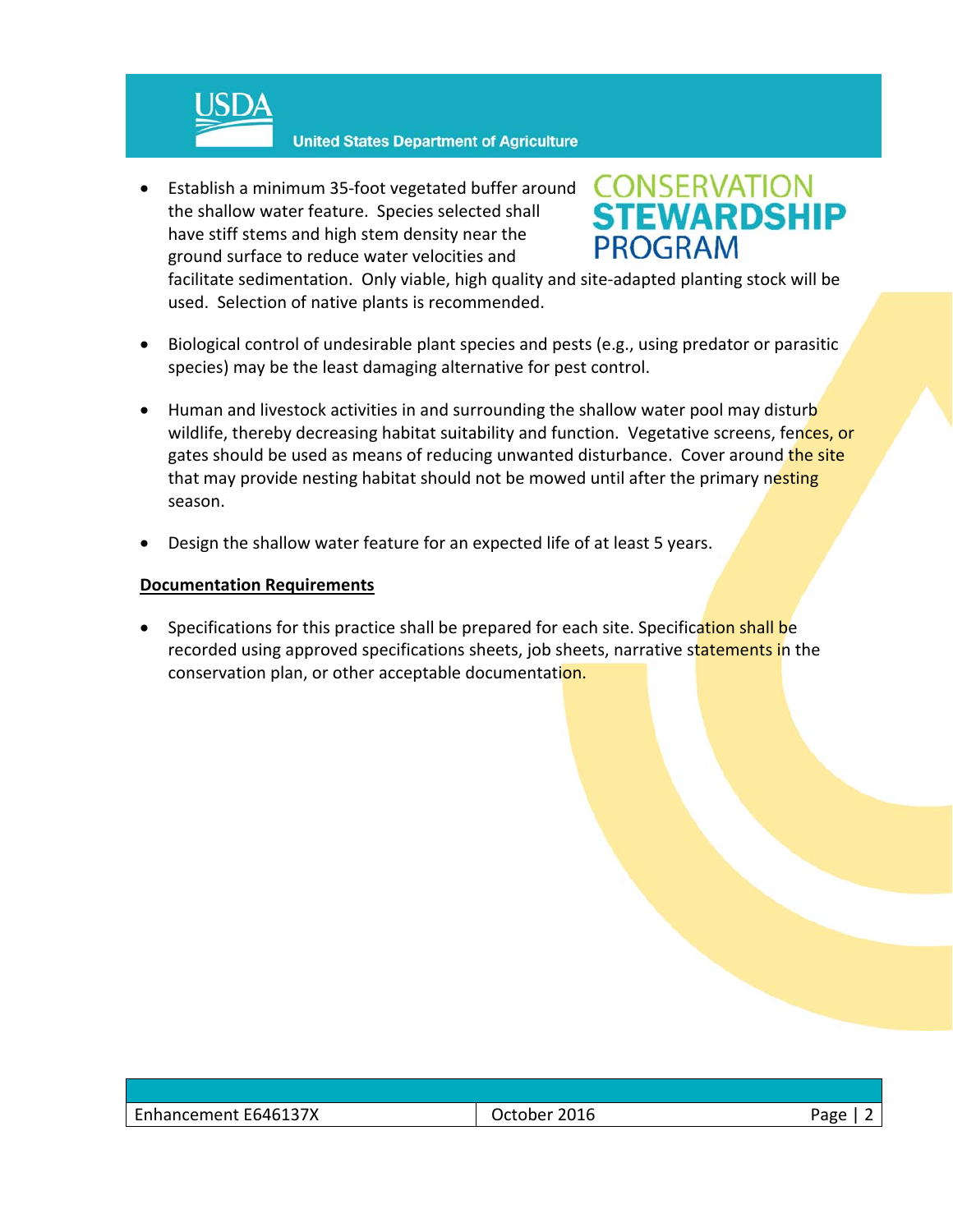- Establish a minimum 35-foot vegetated buffer around the shallow water feature. Species selected shall have stiff stems and high stem density near the ground surface to reduce water velocities and facilitate sedimentation. Only viable, high quality and site-adapted planting stock will be used. Selection of native plants is recommended.

- Biological control of undesirable plant species and pests (e.g., using predator or parasitic species) may be the least damaging alternative for pest control.

- Human and livestock activities in and surrounding the shallow water pool may disturb wildlife, thereby decreasing habitat suitability and function. Vegetative screens, fences, or gates should be used as means of reducing unwanted disturbance. Cover around the site that may provide nesting habitat should not be mowed until after the primary nesting season.

- Design the shallow water feature for an expected life of at least 5 years.

**Documentation Requirements**

- Specifications for this practice shall be prepared for each site. Specification shall be recorded using approved specifications sheets, job sheets, narrative statements in the conservation plan, or other acceptable documentation.